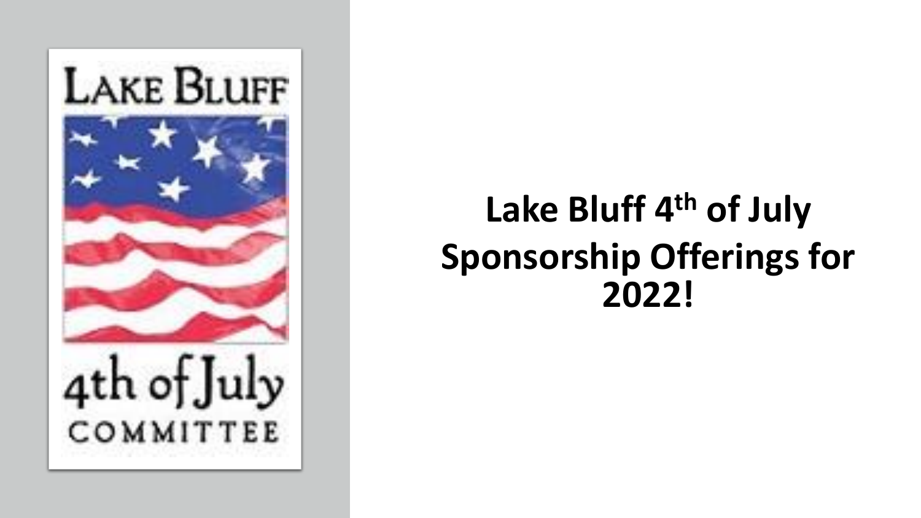LAKE BLUFF

4th of July

COMMITTEE

# Lake Bluff 4th of July Sponsorship Offerings for 2022!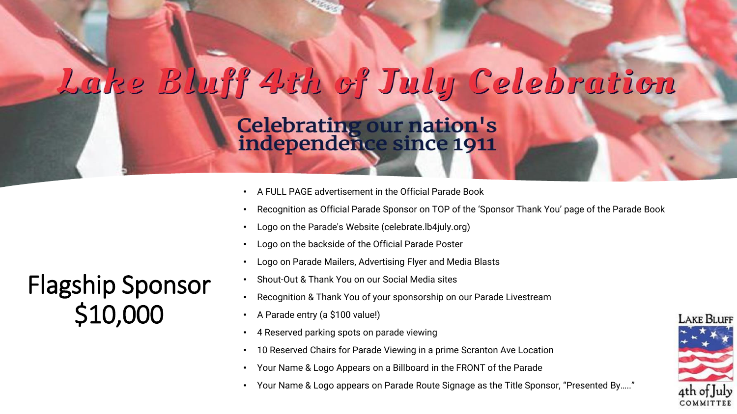# Lake Bluff 4th of July Celebration

## Celebrating our nation's independence since 1911

## Flagship Sponsor $10,000

- A FULL PAGE advertisement in the Official Parade Book
- Recognition as Official Parade Sponsor on TOP of the 'Sponsor Thank You' page of the Parade Book
- Logo on the Parade's Website (celebrate.lb4july.org)
- Logo on the backside of the Official Parade Poster
- Logo on Parade Mailers, Advertising Flyer and Media Blasts
- Shout-Out & Thank You on our Social Media sites
- Recognition & Thank You of your sponsorship on our Parade Livestream
- A Parade entry (a $100 value!)
- 4 Reserved parking spots on parade viewing
- 10 Reserved Chairs for Parade Viewing in a prime Scranton Ave Location
- Your Name & Logo Appears on a Billboard in the FRONT of the Parade
- Your Name & Logo appears on Parade Route Signage as the Title Sponsor, "Presented By….."

Lake Bluff 4th of July Committee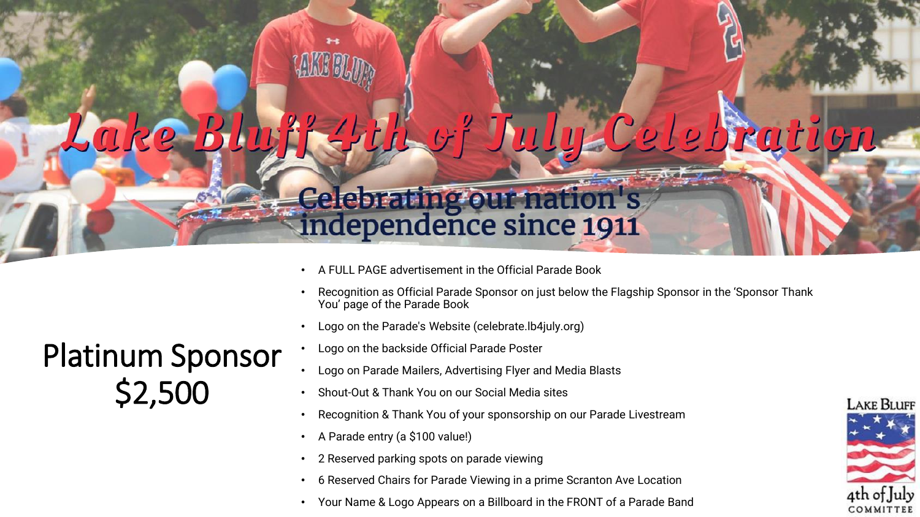# Lake Bluff 4th of July Celebration

Celebrating our nation's independence since 1911

## Platinum Sponsor
## $2,500

- A FULL PAGE advertisement in the Official Parade Book
- Recognition as Official Parade Sponsor on just below the Flagship Sponsor in the 'Sponsor Thank You' page of the Parade Book
- Logo on the Parade's Website (celebrate.lb4july.org)
- Logo on the backside Official Parade Poster
- Logo on Parade Mailers, Advertising Flyer and Media Blasts
- Shout-Out & Thank You on our Social Media sites
- Recognition & Thank You of your sponsorship on our Parade Livestream
- A Parade entry (a $100 value!)
- 2 Reserved parking spots on parade viewing
- 6 Reserved Chairs for Parade Viewing in a prime Scranton Ave Location
- Your Name & Logo Appears on a Billboard in the FRONT of a Parade Band

Lake Bluff 4th of July Committee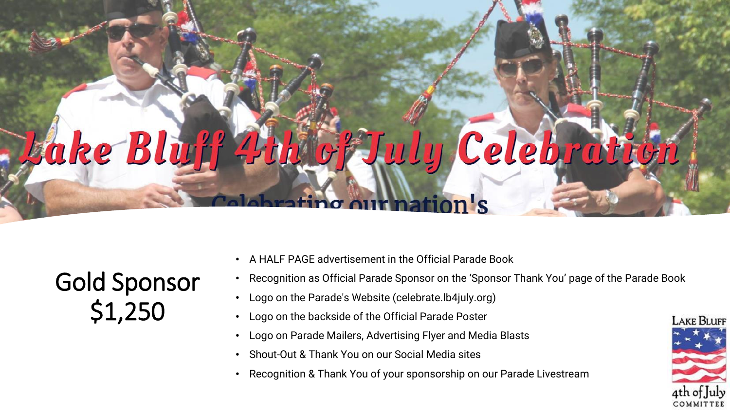# Lake Bluff 4th of July Celebration

Celebrating our nation's

## Gold Sponsor $1,250

- A HALF PAGE advertisement in the Official Parade Book
- Recognition as Official Parade Sponsor on the 'Sponsor Thank You' page of the Parade Book
- Logo on the Parade's Website (celebrate.lb4july.org)
- Logo on the backside of the Official Parade Poster
- Logo on Parade Mailers, Advertising Flyer and Media Blasts
- Shout-Out & Thank You on our Social Media sites
- Recognition & Thank You of your sponsorship on our Parade Livestream

Lake Bluff 4th of July Committee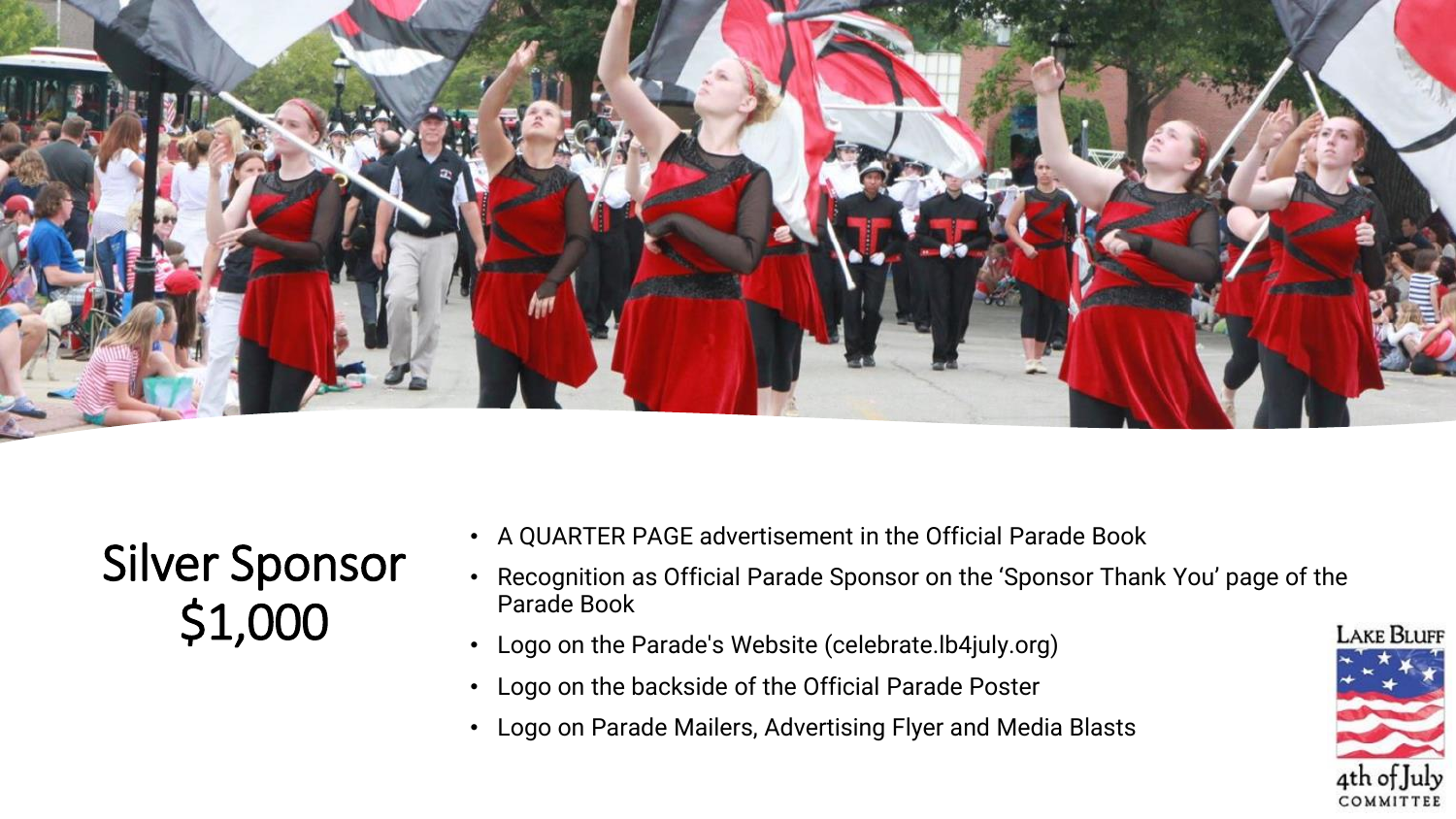# Silver Sponsor
# $1,000

- A QUARTER PAGE advertisement in the Official Parade Book
- Recognition as Official Parade Sponsor on the 'Sponsor Thank You' page of the Parade Book
- Logo on the Parade's Website (celebrate.lb4july.org)
- Logo on the backside of the Official Parade Poster
- Logo on Parade Mailers, Advertising Flyer and Media Blasts

Lake Bluff 4th of July Committee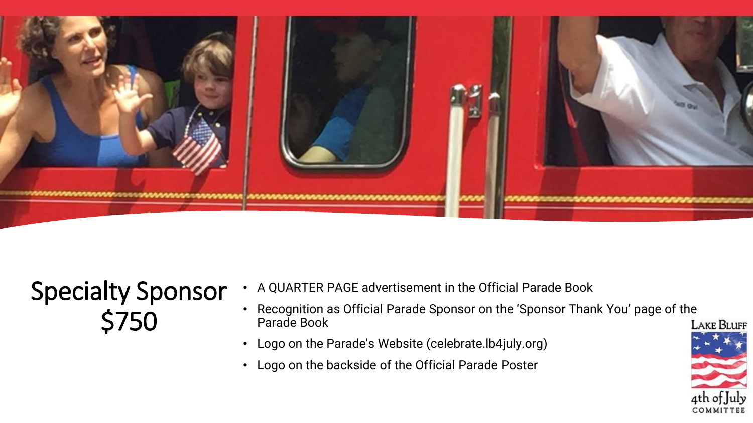## Specialty Sponsor $750

- A QUARTER PAGE advertisement in the Official Parade Book
- Recognition as Official Parade Sponsor on the 'Sponsor Thank You' page of the Parade Book
- Logo on the Parade's Website (celebrate.lb4july.org)
- Logo on the backside of the Official Parade Poster

Lake Bluff 4th of July Committee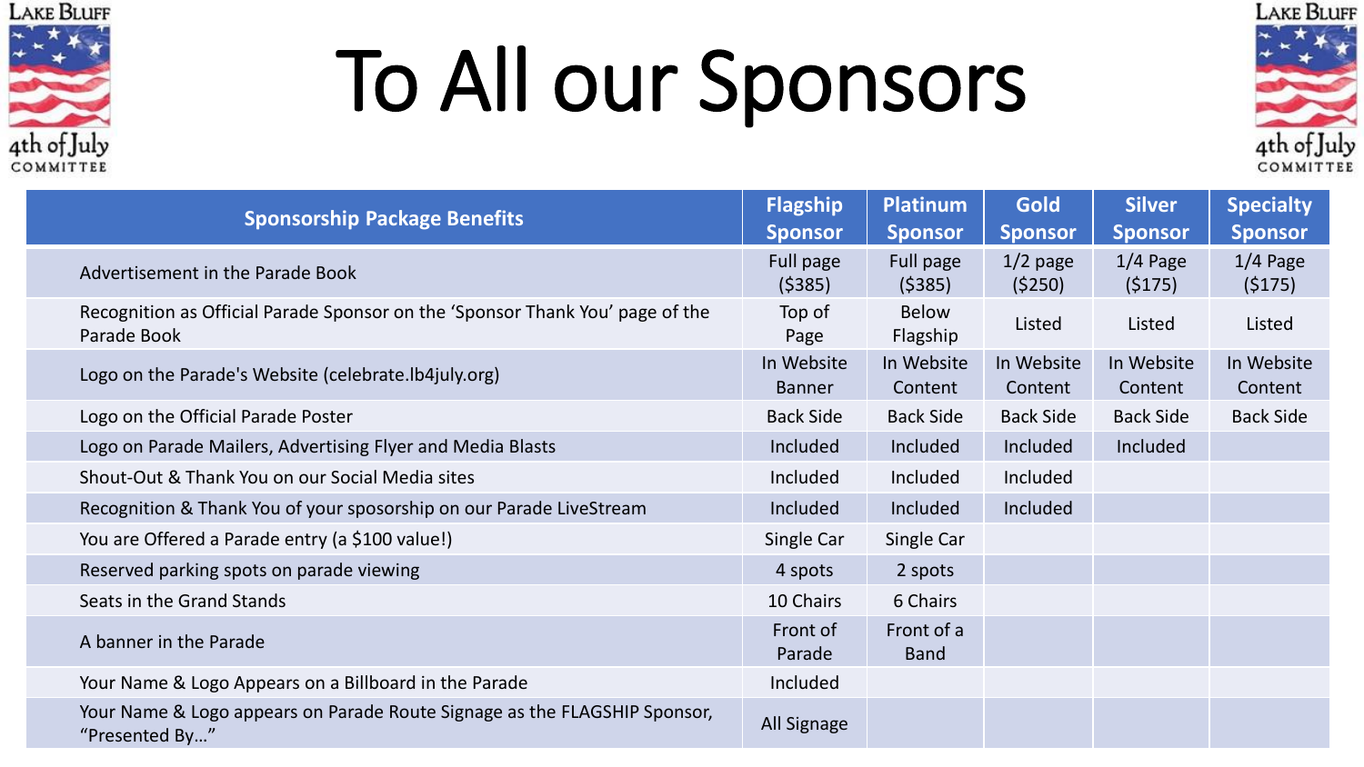# To All our Sponsors

| Sponsorship Package Benefits | Flagship Sponsor | Platinum Sponsor | Gold Sponsor | Silver Sponsor | Specialty Sponsor |
|---|---|---|---|---|---|
| Advertisement in the Parade Book | Full page ($385) | Full page ($385) | 1/2 page ($250) | 1/4 Page ($175) | 1/4 Page ($175) |
| Recognition as Official Parade Sponsor on the 'Sponsor Thank You' page of the Parade Book | Top of Page | Below Flagship | Listed | Listed | Listed |
| Logo on the Parade's Website (celebrate.lb4july.org) | In Website Banner | In Website Content | In Website Content | In Website Content | In Website Content |
| Logo on the Official Parade Poster | Back Side | Back Side | Back Side | Back Side | Back Side |
| Logo on Parade Mailers, Advertising Flyer and Media Blasts | Included | Included | Included | Included | |
| Shout-Out & Thank You on our Social Media sites | Included | Included | Included | | |
| Recognition & Thank You of your sposorship on our Parade LiveStream | Included | Included | Included | | |
| You are Offered a Parade entry (a $100 value!) | Single Car | Single Car | | | |
| Reserved parking spots on parade viewing | 4 spots | 2 spots | | | |
| Seats in the Grand Stands | 10 Chairs | 6 Chairs | | | |
| A banner in the Parade | Front of Parade | Front of a Band | | | |
| Your Name & Logo Appears on a Billboard in the Parade | Included | | | | |
| Your Name & Logo appears on Parade Route Signage as the FLAGSHIP Sponsor, "Presented By…" | All Signage | | | | |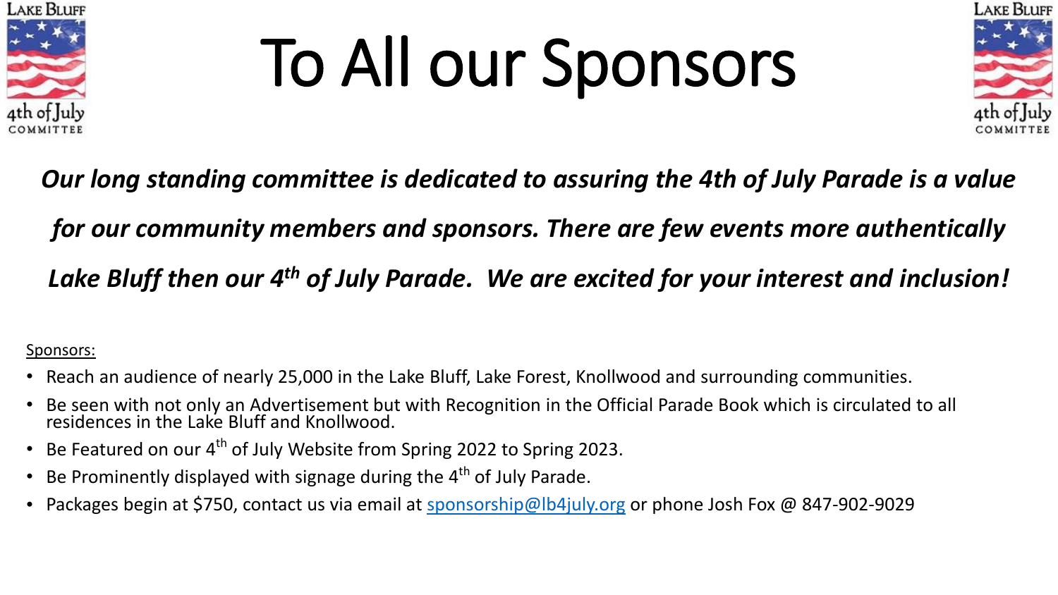Lake Bluff 4th of July Committee

# To All our Sponsors

***Our long standing committee is dedicated to assuring the 4th of July Parade is a value for our community members and sponsors. There are few events more authentically Lake Bluff then our 4th of July Parade. We are excited for your interest and inclusion!***

Sponsors:

- Reach an audience of nearly 25,000 in the Lake Bluff, Lake Forest, Knollwood and surrounding communities.
- Be seen with not only an Advertisement but with Recognition in the Official Parade Book which is circulated to all residences in the Lake Bluff and Knollwood.
- Be Featured on our 4th of July Website from Spring 2022 to Spring 2023.
- Be Prominently displayed with signage during the 4th of July Parade.
- Packages begin at $750, contact us via email at sponsorship@lb4july.org or phone Josh Fox @ 847-902-9029